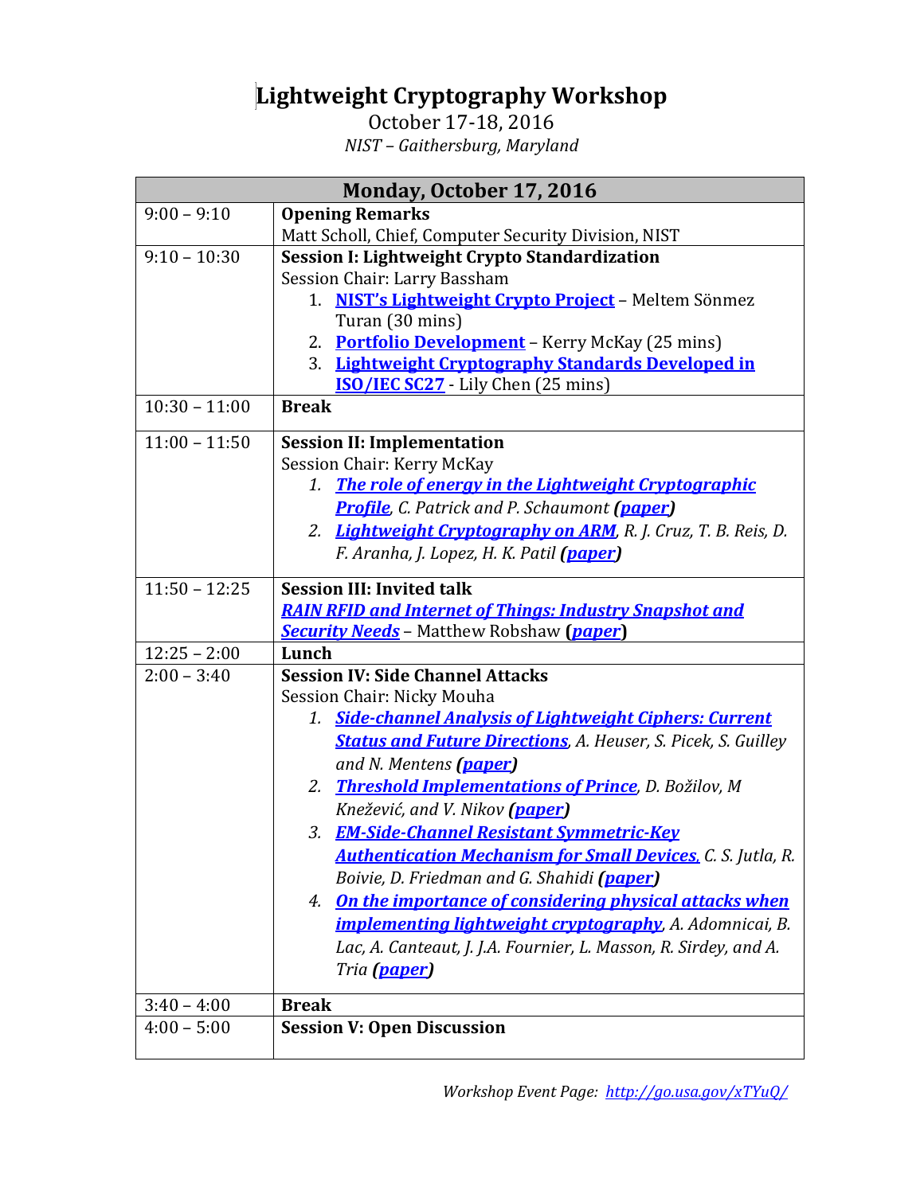# Lightweight Cryptography Workshop

October 17-18, 2016

*NIST – Gaithersburg, Maryland*

| Monday, October 17, 2016 | |
|---|---|
| 9:00 – 9:10 | **Opening Remarks**<br>Matt Scholl, Chief, Computer Security Division, NIST |
| 9:10 – 10:30 | **Session I: Lightweight Crypto Standardization**<br>Session Chair: Larry Bassham<br>1. **NIST's Lightweight Crypto Project** – Meltem Sönmez Turan (30 mins)<br>2. **Portfolio Development** – Kerry McKay (25 mins)<br>3. **Lightweight Cryptography Standards Developed in ISO/IEC SC27** - Lily Chen (25 mins) |
| 10:30 – 11:00 | **Break** |
| 11:00 – 11:50 | **Session II: Implementation**<br>Session Chair: Kerry McKay<br>*1. **The role of energy in the Lightweight Cryptographic Profile**, C. Patrick and P. Schaumont (**paper**)*<br>*2. **Lightweight Cryptography on ARM**, R. J. Cruz, T. B. Reis, D. F. Aranha, J. Lopez, H. K. Patil (**paper**)* |
| 11:50 – 12:25 | **Session III: Invited talk**<br>***RAIN RFID and Internet of Things: Industry Snapshot and Security Needs*** – Matthew Robshaw (***paper***) |
| 12:25 – 2:00 | **Lunch** |
| 2:00 – 3:40 | **Session IV: Side Channel Attacks**<br>Session Chair: Nicky Mouha<br>*1. **Side-channel Analysis of Lightweight Ciphers: Current Status and Future Directions**, A. Heuser, S. Picek, S. Guilley and N. Mentens (**paper**)*<br>*2. **Threshold Implementations of Prince**, D. Božilov, M Knežević, and V. Nikov (**paper**)*<br>*3. **EM-Side-Channel Resistant Symmetric-Key Authentication Mechanism for Small Devices**, C. S. Jutla, R. Boivie, D. Friedman and G. Shahidi (**paper**)*<br>*4. **On the importance of considering physical attacks when implementing lightweight cryptography**, A. Adomnicai, B. Lac, A. Canteaut, J. J.A. Fournier, L. Masson, R. Sirdey, and A. Tria (**paper**)* |
| 3:40 – 4:00 | **Break** |
| 4:00 – 5:00 | **Session V: Open Discussion** |

*Workshop Event Page: http://go.usa.gov/xTYuQ/*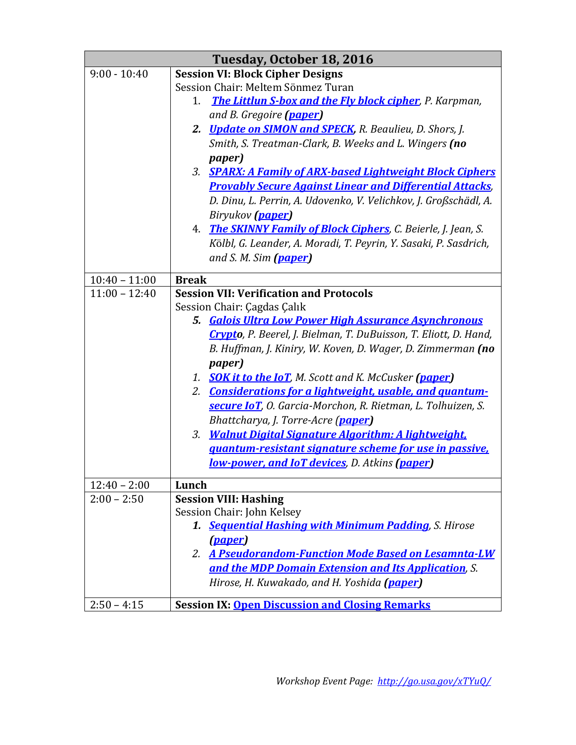| Tuesday, October 18, 2016 | |
|---|---|
| 9:00 - 10:40 | **Session VI: Block Cipher Designs**<br>Session Chair: Meltem Sönmez Turan<br>1. ***The Littlun S-box and the Fly block cipher***, *P. Karpman, and B. Gregoire* ***(paper)***<br>***2. Update on SIMON and SPECK***, *R. Beaulieu, D. Shors, J. Smith, S. Treatman-Clark, B. Weeks and L. Wingers* ***(no paper)***<br>*3.* ***SPARX: A Family of ARX-based Lightweight Block Ciphers Provably Secure Against Linear and Differential Attacks***, *D. Dinu, L. Perrin, A. Udovenko, V. Velichkov, J. Großschädl, A. Biryukov* ***(paper)***<br>4. ***The SKINNY Family of Block Ciphers***, *C. Beierle, J. Jean, S. Kölbl, G. Leander, A. Moradi, T. Peyrin, Y. Sasaki, P. Sasdrich, and S. M. Sim* ***(paper)*** |
| 10:40 – 11:00 | **Break** |
| 11:00 – 12:40 | **Session VII: Verification and Protocols**<br>Session Chair: Çagdas Çalık<br>***5. Galois Ultra Low Power High Assurance Asynchronous Crypto***, *P. Beerel, J. Bielman, T. DuBuisson, T. Eliott, D. Hand, B. Huffman, J. Kiniry, W. Koven, D. Wager, D. Zimmerman* ***(no paper)***<br>*1.* ***SOK it to the IoT***, *M. Scott and K. McCusker* ***(paper)***<br>*2.* ***Considerations for a lightweight, usable, and quantum-secure IoT***, *O. Garcia-Morchon, R. Rietman, L. Tolhuizen, S. Bhattcharya, J. Torre-Acre* ***(paper)***<br>*3.* ***Walnut Digital Signature Algorithm: A lightweight, quantum-resistant signature scheme for use in passive, low-power, and IoT devices***, *D. Atkins* ***(paper)*** |
| 12:40 – 2:00 | **Lunch** |
| 2:00 – 2:50 | **Session VIII: Hashing**<br>Session Chair: John Kelsey<br>***1. Sequential Hashing with Minimum Padding***, *S. Hirose* ***(paper)***<br>*2.* ***A Pseudorandom-Function Mode Based on Lesamnta-LW and the MDP Domain Extension and Its Application***, *S. Hirose, H. Kuwakado, and H. Yoshida* ***(paper)*** |
| 2:50 – 4:15 | **Session IX: Open Discussion and Closing Remarks** |

*Workshop Event Page: http://go.usa.gov/xTYuQ/*